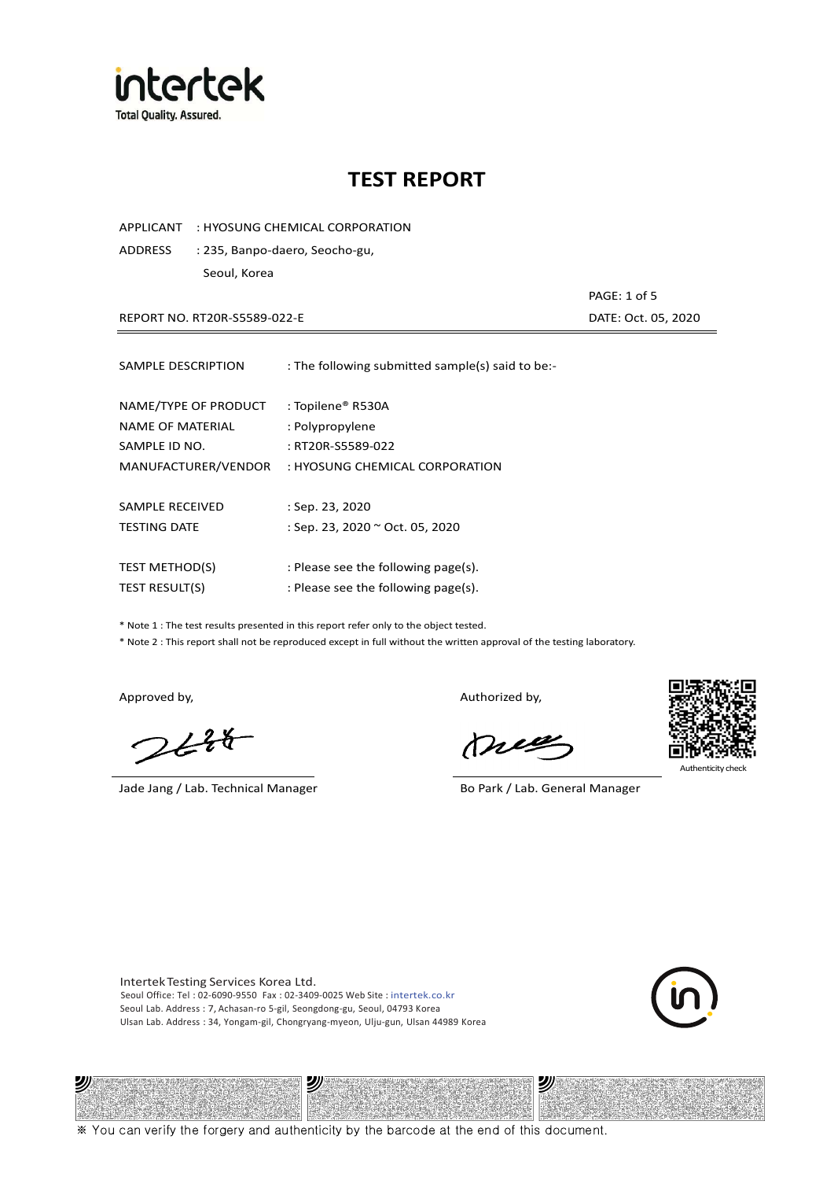intertek
Total Quality. Assured.

# TEST REPORT

APPLICANT : HYOSUNG CHEMICAL CORPORATION
ADDRESS : 235, Banpo-daero, Seocho-gu,
Seoul, Korea

REPORT NO. RT20R-S5589-022-E

DATE: Oct. 05, 2020

| | |
|---|---|
| SAMPLE DESCRIPTION | : The following submitted sample(s) said to be:- |
| NAME/TYPE OF PRODUCT | : Topilene® R530A |
| NAME OF MATERIAL | : Polypropylene |
| SAMPLE ID NO. | : RT20R-S5589-022 |
| MANUFACTURER/VENDOR | : HYOSUNG CHEMICAL CORPORATION |
| SAMPLE RECEIVED | : Sep. 23, 2020 |
| TESTING DATE | : Sep. 23, 2020 ~ Oct. 05, 2020 |
| TEST METHOD(S) | : Please see the following page(s). |
| TEST RESULT(S) | : Please see the following page(s). |

* Note 1 : The test results presented in this report refer only to the object tested.
* Note 2 : This report shall not be reproduced except in full without the written approval of the testing laboratory.

Approved by,

Jade Jang / Lab. Technical Manager

Authorized by,

Bo Park / Lab. General Manager

Authenticity check

Intertek Testing Services Korea Ltd.
Seoul Office: Tel : 02-6090-9550 Fax : 02-3409-0025 Web Site : intertek.co.kr
Seoul Lab. Address : 7, Achasan-ro 5-gil, Seongdong-gu, Seoul, 04793 Korea
Ulsan Lab. Address : 34, Yongam-gil, Chongryang-myeon, Ulju-gun, Ulsan 44989 Korea

※ You can verify the forgery and authenticity by the barcode at the end of this document.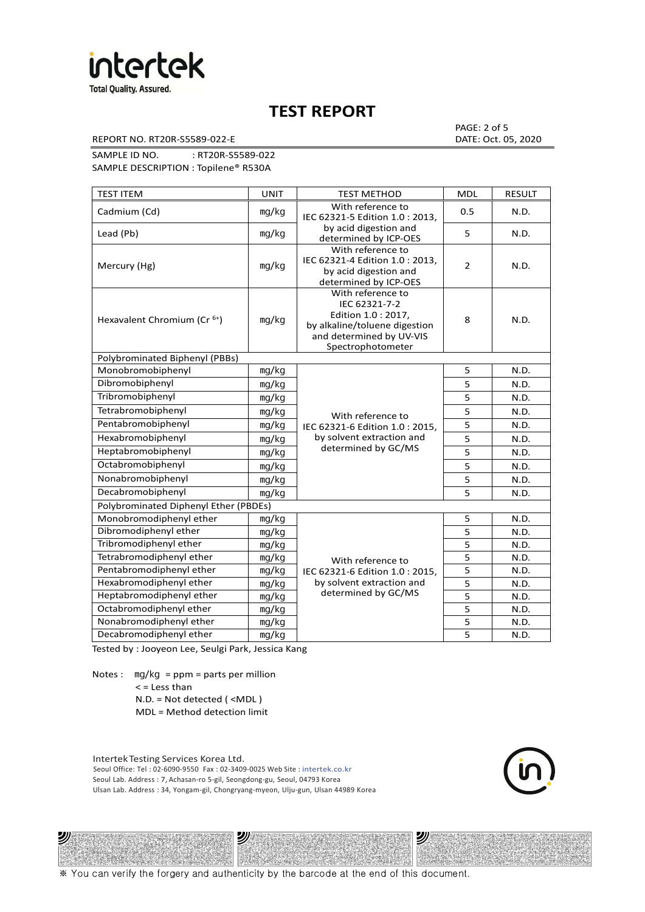# TEST REPORT

REPORT NO. RT20R-S5589-022-E

PAGE: 2 of 5
DATE: Oct. 05, 2020

SAMPLE ID NO. : RT20R-S5589-022
SAMPLE DESCRIPTION : Topilene® R530A

| TEST ITEM | UNIT | TEST METHOD | MDL | RESULT |
|---|---|---|---|---|
| Cadmium (Cd) | mg/kg | With reference to IEC 62321-5 Edition 1.0 : 2013, by acid digestion and determined by ICP-OES | 0.5 | N.D. |
| Lead (Pb) | mg/kg | | 5 | N.D. |
| Mercury (Hg) | mg/kg | With reference to IEC 62321-4 Edition 1.0 : 2013, by acid digestion and determined by ICP-OES | 2 | N.D. |
| Hexavalent Chromium ($Cr^{6+}$) | mg/kg | With reference to IEC 62321-7-2 Edition 1.0 : 2017, by alkaline/toluene digestion and determined by UV-VIS Spectrophotometer | 8 | N.D. |
| Polybrominated Biphenyl (PBBs) | | | | |
| Monobromobiphenyl | mg/kg | With reference to IEC 62321-6 Edition 1.0 : 2015, by solvent extraction and determined by GC/MS | 5 | N.D. |
| Dibromobiphenyl | mg/kg | | 5 | N.D. |
| Tribromobiphenyl | mg/kg | | 5 | N.D. |
| Tetrabromobiphenyl | mg/kg | | 5 | N.D. |
| Pentabromobiphenyl | mg/kg | | 5 | N.D. |
| Hexabromobiphenyl | mg/kg | | 5 | N.D. |
| Heptabromobiphenyl | mg/kg | | 5 | N.D. |
| Octabromobiphenyl | mg/kg | | 5 | N.D. |
| Nonabromobiphenyl | mg/kg | | 5 | N.D. |
| Decabromobiphenyl | mg/kg | | 5 | N.D. |
| Polybrominated Diphenyl Ether (PBDEs) | | | | |
| Monobromodiphenyl ether | mg/kg | With reference to IEC 62321-6 Edition 1.0 : 2015, by solvent extraction and determined by GC/MS | 5 | N.D. |
| Dibromodiphenyl ether | mg/kg | | 5 | N.D. |
| Tribromodiphenyl ether | mg/kg | | 5 | N.D. |
| Tetrabromodiphenyl ether | mg/kg | | 5 | N.D. |
| Pentabromodiphenyl ether | mg/kg | | 5 | N.D. |
| Hexabromodiphenyl ether | mg/kg | | 5 | N.D. |
| Heptabromodiphenyl ether | mg/kg | | 5 | N.D. |
| Octabromodiphenyl ether | mg/kg | | 5 | N.D. |
| Nonabromodiphenyl ether | mg/kg | | 5 | N.D. |
| Decabromodiphenyl ether | mg/kg | | 5 | N.D. |

Tested by : Jooyeon Lee, Seulgi Park, Jessica Kang

Notes : mg/kg = ppm = parts per million
< = Less than
N.D. = Not detected ( <MDL )
MDL = Method detection limit

Intertek Testing Services Korea Ltd.
Seoul Office: Tel : 02-6090-9550 Fax : 02-3409-0025 Web Site : intertek.co.kr
Seoul Lab. Address : 7, Achasan-ro 5-gil, Seongdong-gu, Seoul, 04793 Korea
Ulsan Lab. Address : 34, Yongam-gil, Chongryang-myeon, Ulju-gun, Ulsan 44989 Korea

※ You can verify the forgery and authenticity by the barcode at the end of this document.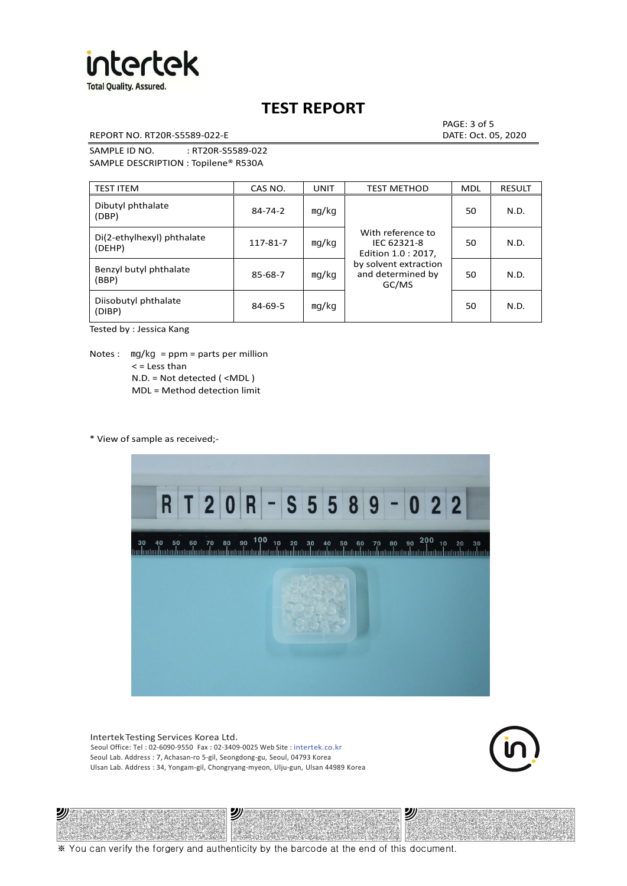# TEST REPORT

REPORT NO. RT20R-S5589-022-E

DATE: Oct. 05, 2020

SAMPLE ID NO. : RT20R-S5589-022

SAMPLE DESCRIPTION : Topilene® R530A

| TEST ITEM | CAS NO. | UNIT | TEST METHOD | MDL | RESULT |
|---|---|---|---|---|---|
| Dibutyl phthalate (DBP) | 84-74-2 | mg/kg | With reference to IEC 62321-8 Edition 1.0 : 2017, by solvent extraction and determined by GC/MS | 50 | N.D. |
| Di(2-ethylhexyl) phthalate (DEHP) | 117-81-7 | mg/kg | | 50 | N.D. |
| Benzyl butyl phthalate (BBP) | 85-68-7 | mg/kg | | 50 | N.D. |
| Diisobutyl phthalate (DIBP) | 84-69-5 | mg/kg | | 50 | N.D. |

Tested by : Jessica Kang

Notes : mg/kg = ppm = parts per million
< = Less than
N.D. = Not detected ( <MDL )
MDL = Method detection limit

* View of sample as received;-

Intertek Testing Services Korea Ltd.
Seoul Office: Tel : 02-6090-9550 Fax : 02-3409-0025 Web Site : intertek.co.kr
Seoul Lab. Address : 7, Achasan-ro 5-gil, Seongdong-gu, Seoul, 04793 Korea
Ulsan Lab. Address : 34, Yongam-gil, Chongryang-myeon, Ulju-gun, Ulsan 44989 Korea

※ You can verify the forgery and authenticity by the barcode at the end of this document.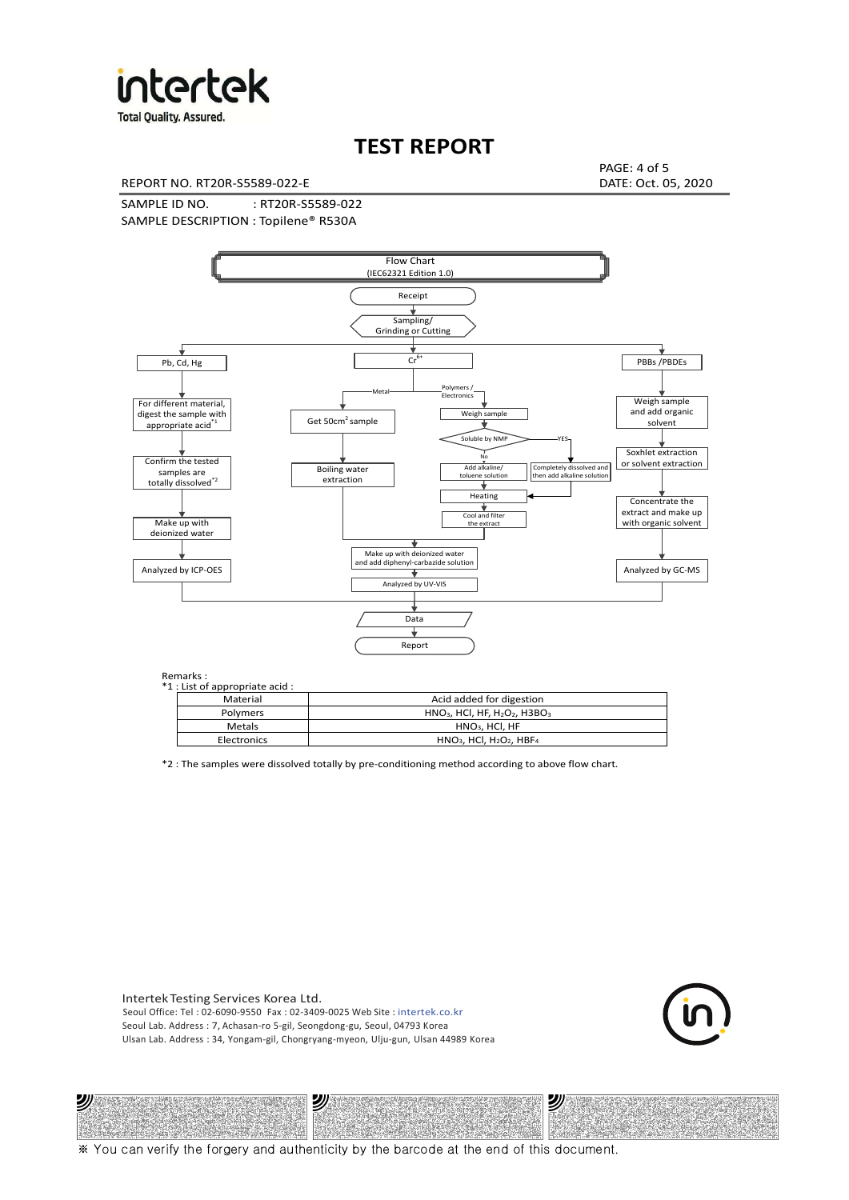# TEST REPORT

REPORT NO. RT20R-S5589-022-E

DATE: Oct. 05, 2020

SAMPLE ID NO. : RT20R-S5589-022

SAMPLE DESCRIPTION : Topilene® R530A

Flow Chart
(IEC62321 Edition 1.0)

Receipt → Sampling/ Grinding or Cutting

- **Pb, Cd, Hg** → For different material, digest the sample with appropriate acid*1 → Confirm the tested samples are totally dissolved*2 → Make up with deionized water → Analyzed by ICP-OES
- **$Cr^{6+}$**
  - Metal → Get 50cm² sample → Boiling water extraction → Make up with deionized water and add diphenyl-carbazide solution → Analyzed by UV-VIS
  - Polymers / Electronics → Weigh sample → Soluble by NMP
    - No → Add alkaline/ toluene solution → Heating → Cool and filter the extract → Make up with deionized water and add diphenyl-carbazide solution → Analyzed by UV-VIS
    - YES → Completely dissolved and then add alkaline solution → Heating → Cool and filter the extract
- **PBBs /PBDEs** → Weigh sample and add organic solvent → Soxhlet extraction or solvent extraction → Concentrate the extract and make up with organic solvent → Analyzed by GC-MS

→ Data → Report

Remarks :

*1 : List of appropriate acid :

| Material | Acid added for digestion |
|---|---|
| Polymers | $HNO_3$, HCl, HF, $H_2O_2$, $H3BO_3$ |
| Metals | $HNO_3$, HCl, HF |
| Electronics | $HNO_3$, HCl, $H_2O_2$, $HBF_4$ |

*2 : The samples were dissolved totally by pre-conditioning method according to above flow chart.

Intertek Testing Services Korea Ltd.
Seoul Office: Tel : 02-6090-9550 Fax : 02-3409-0025 Web Site : intertek.co.kr
Seoul Lab. Address : 7, Achasan-ro 5-gil, Seongdong-gu, Seoul, 04793 Korea
Ulsan Lab. Address : 34, Yongam-gil, Chongryang-myeon, Ulju-gun, Ulsan 44989 Korea

※ You can verify the forgery and authenticity by the barcode at the end of this document.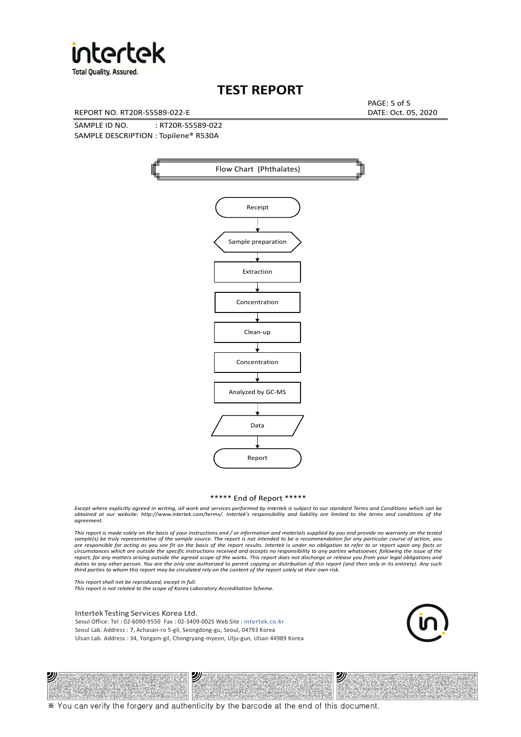# TEST REPORT

REPORT NO. RT20R-S5589-022-E

DATE: Oct. 05, 2020

SAMPLE ID NO. : RT20R-S5589-022

SAMPLE DESCRIPTION : Topilene® R530A

## Flow Chart (Phthalates)

Receipt

Sample preparation

Extraction

Concentration

Clean-up

Concentration

Analyzed by GC-MS

Data

Report

\*\*\*\*\* End of Report \*\*\*\*\*

*Except where explicitly agreed in writing, all work and services performed by Intertek is subject to our standard Terms and Conditions which can be obtained at our website: http://www.intertek.com/terms/. Intertek's responsibility and liability are limited to the terms and conditions of the agreement.*

*This report is made solely on the basis of your instructions and / or information and materials supplied by you and provide no warranty on the tested sample(s) be truly representative of the sample source. The report is not intended to be a recommendation for any particular course of action, you are responsible for acting as you see fit on the basis of the report results. Intertek is under no obligation to refer to or report upon any facts or circumstances which are outside the specific instructions received and accepts no responsibility to any parties whatsoever, following the issue of the report, for any matters arising outside the agreed scope of the works. This report does not discharge or release you from your legal obligations and duties to any other person. You are the only one authorized to permit copying or distribution of this report (and then only in its entirety). Any such third parties to whom this report may be circulated rely on the content of the report solely at their own risk.*

*This report shall not be reproduced, except in full.*
*This report is not related to the scope of Korea Laboratory Accreditation Scheme.*

Intertek Testing Services Korea Ltd.
Seoul Office: Tel : 02-6090-9550 Fax : 02-3409-0025 Web Site : intertek.co.kr
Seoul Lab. Address : 7, Achasan-ro 5-gil, Seongdong-gu, Seoul, 04793 Korea
Ulsan Lab. Address : 34, Yongam-gil, Chongryang-myeon, Ulju-gun, Ulsan 44989 Korea

※ You can verify the forgery and authenticity by the barcode at the end of this document.